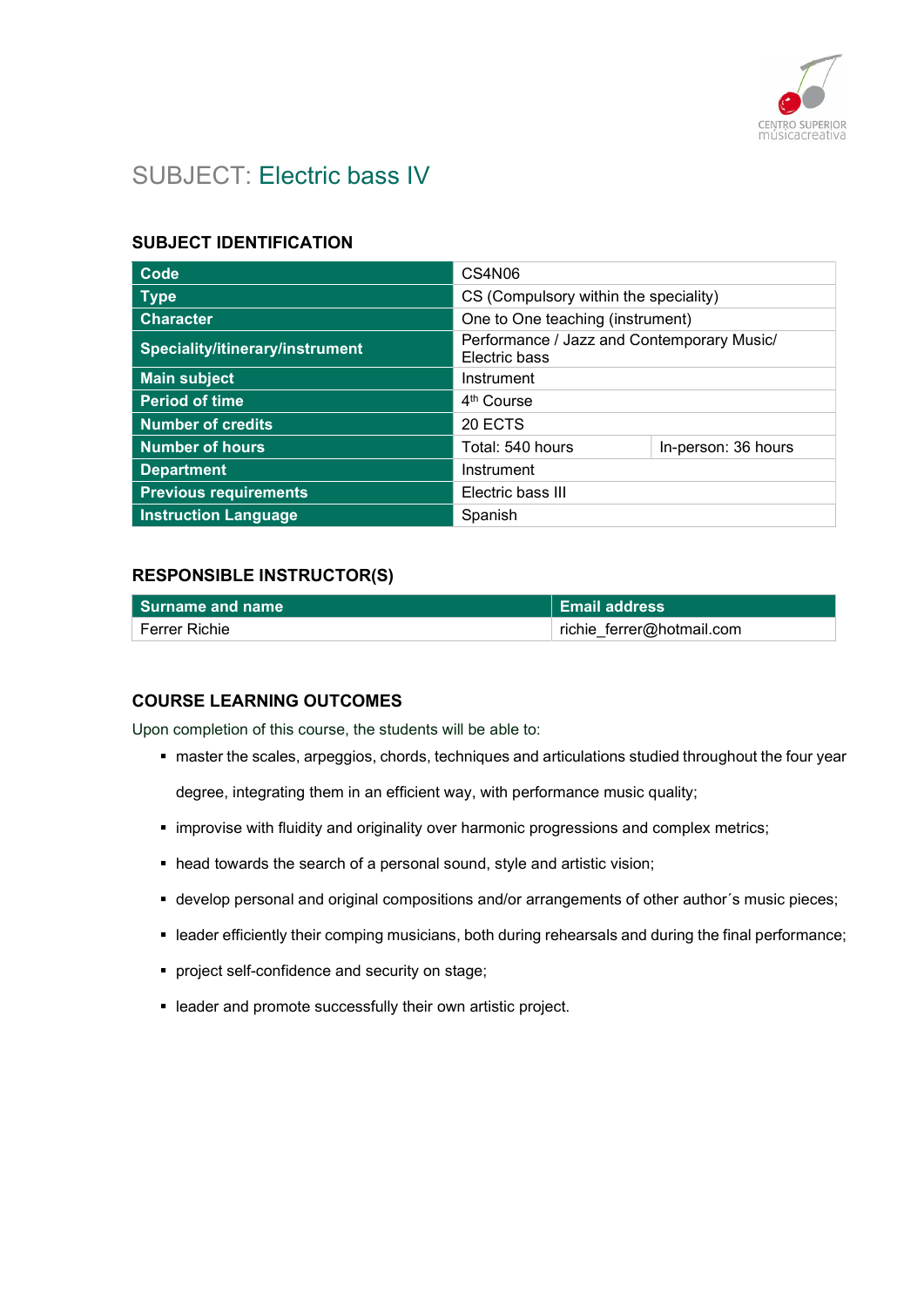# SUBJECT: Electric bass IV

## SUBJECT IDENTIFICATION

| Code | CS4N06 | |
|---|---|---|
| Type | CS (Compulsory within the speciality) | |
| Character | One to One teaching (instrument) | |
| Speciality/itinerary/instrument | Performance / Jazz and Contemporary Music/ Electric bass | |
| Main subject | Instrument | |
| Period of time | 4th Course | |
| Number of credits | 20 ECTS | |
| Number of hours | Total: 540 hours | In-person: 36 hours |
| Department | Instrument | |
| Previous requirements | Electric bass III | |
| Instruction Language | Spanish | |

## RESPONSIBLE INSTRUCTOR(S)

| Surname and name | Email address |
|---|---|
| Ferrer Richie | richie_ferrer@hotmail.com |

## COURSE LEARNING OUTCOMES

Upon completion of this course, the students will be able to:

- master the scales, arpeggios, chords, techniques and articulations studied throughout the four year degree, integrating them in an efficient way, with performance music quality;
- improvise with fluidity and originality over harmonic progressions and complex metrics;
- head towards the search of a personal sound, style and artistic vision;
- develop personal and original compositions and/or arrangements of other author´s music pieces;
- leader efficiently their comping musicians, both during rehearsals and during the final performance;
- project self-confidence and security on stage;
- leader and promote successfully their own artistic project.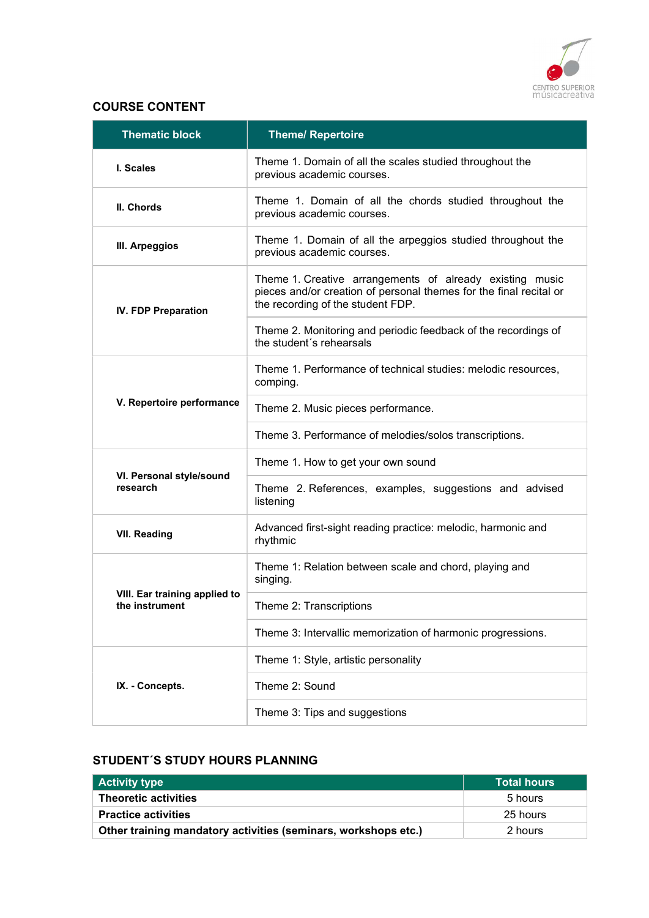## COURSE CONTENT

| Thematic block | Theme/ Repertoire |
|---|---|
| **I. Scales** | Theme 1. Domain of all the scales studied throughout the previous academic courses. |
| **II. Chords** | Theme 1. Domain of all the chords studied throughout the previous academic courses. |
| **III. Arpeggios** | Theme 1. Domain of all the arpeggios studied throughout the previous academic courses. |
| **IV. FDP Preparation** | Theme 1. Creative arrangements of already existing music pieces and/or creation of personal themes for the final recital or the recording of the student FDP. |
| | Theme 2. Monitoring and periodic feedback of the recordings of the student´s rehearsals |
| **V. Repertoire performance** | Theme 1. Performance of technical studies: melodic resources, comping. |
| | Theme 2. Music pieces performance. |
| | Theme 3. Performance of melodies/solos transcriptions. |
| **VI. Personal style/sound research** | Theme 1. How to get your own sound |
| | Theme 2. References, examples, suggestions and advised listening |
| **VII. Reading** | Advanced first-sight reading practice: melodic, harmonic and rhythmic |
| **VIII. Ear training applied to the instrument** | Theme 1: Relation between scale and chord, playing and singing. |
| | Theme 2: Transcriptions |
| | Theme 3: Intervallic memorization of harmonic progressions. |
| **IX. - Concepts.** | Theme 1: Style, artistic personality |
| | Theme 2: Sound |
| | Theme 3: Tips and suggestions |

## STUDENT´S STUDY HOURS PLANNING

| Activity type | Total hours |
|---|---|
| **Theoretic activities** | 5 hours |
| **Practice activities** | 25 hours |
| **Other training mandatory activities (seminars, workshops etc.)** | 2 hours |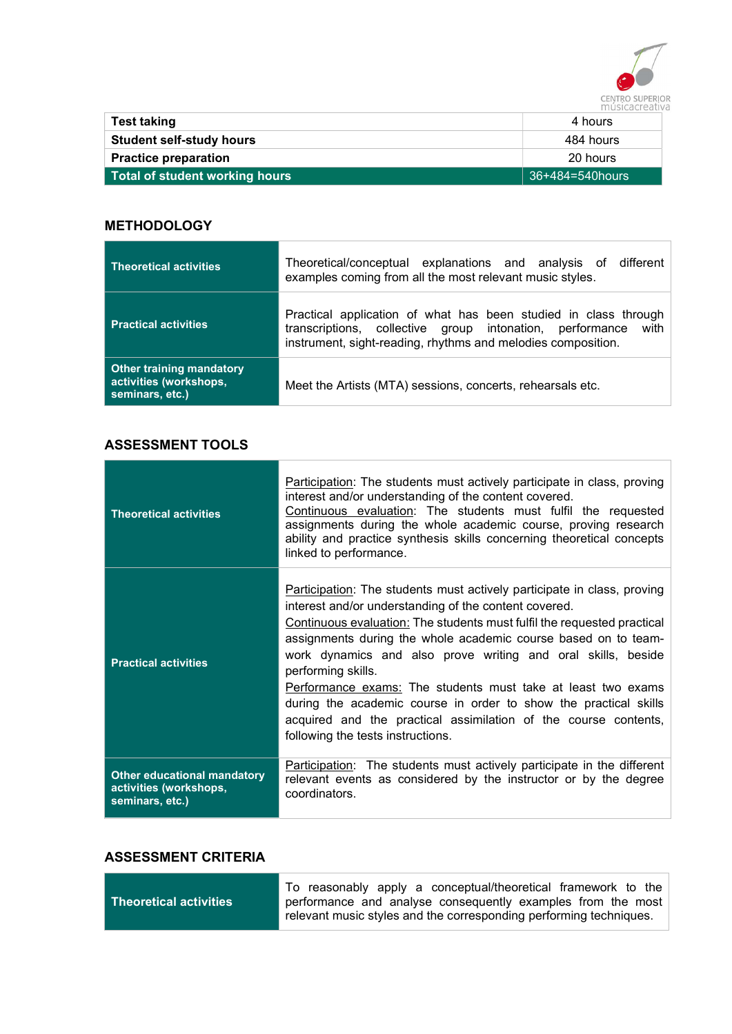| Test taking | 4 hours |
| --- | --- |
| Student self-study hours | 484 hours |
| Practice preparation | 20 hours |
| **Total of student working hours** | 36+484=540hours |

## METHODOLOGY

| Theoretical activities | Theoretical/conceptual explanations and analysis of different examples coming from all the most relevant music styles. |
| --- | --- |
| Practical activities | Practical application of what has been studied in class through transcriptions, collective group intonation, performance with instrument, sight-reading, rhythms and melodies composition. |
| Other training mandatory activities (workshops, seminars, etc.) | Meet the Artists (MTA) sessions, concerts, rehearsals etc. |

## ASSESSMENT TOOLS

| Theoretical activities | Participation: The students must actively participate in class, proving interest and/or understanding of the content covered.<br>Continuous evaluation: The students must fulfil the requested assignments during the whole academic course, proving research ability and practice synthesis skills concerning theoretical concepts linked to performance. |
| --- | --- |
| Practical activities | Participation: The students must actively participate in class, proving interest and/or understanding of the content covered.<br>Continuous evaluation: The students must fulfil the requested practical assignments during the whole academic course based on to team-work dynamics and also prove writing and oral skills, beside performing skills.<br>Performance exams: The students must take at least two exams during the academic course in order to show the practical skills acquired and the practical assimilation of the course contents, following the tests instructions. |
| Other educational mandatory activities (workshops, seminars, etc.) | Participation: The students must actively participate in the different relevant events as considered by the instructor or by the degree coordinators. |

## ASSESSMENT CRITERIA

| Theoretical activities | To reasonably apply a conceptual/theoretical framework to the performance and analyse consequently examples from the most relevant music styles and the corresponding performing techniques. |
| --- | --- |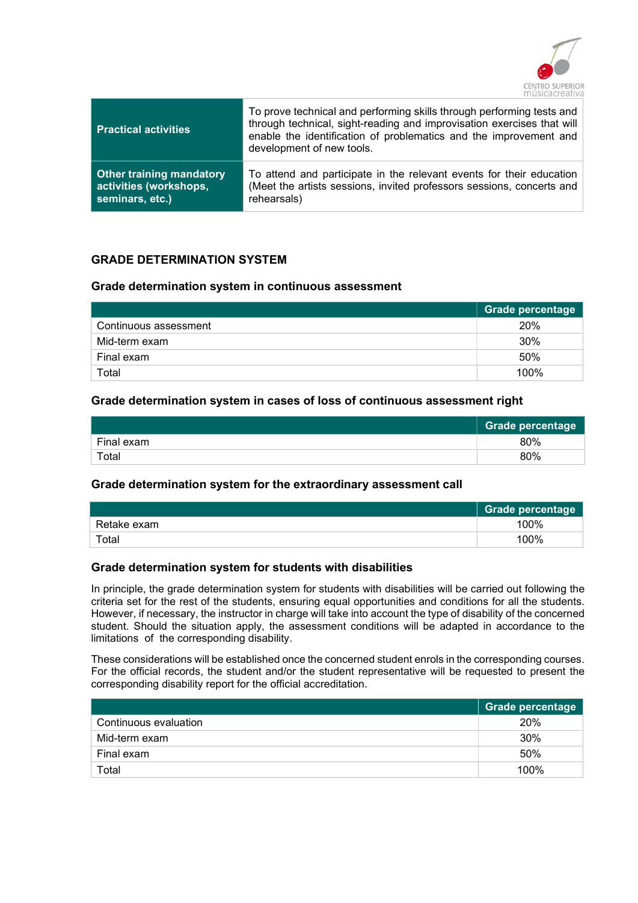| Practical activities | To prove technical and performing skills through performing tests and through technical, sight-reading and improvisation exercises that will enable the identification of problematics and the improvement and development of new tools. |
|---|---|
| **Other training mandatory activities (workshops, seminars, etc.)** | To attend and participate in the relevant events for their education (Meet the artists sessions, invited professors sessions, concerts and rehearsals) |

## GRADE DETERMINATION SYSTEM

### Grade determination system in continuous assessment

| | Grade percentage |
|---|---|
| Continuous assessment | 20% |
| Mid-term exam | 30% |
| Final exam | 50% |
| Total | 100% |

### Grade determination system in cases of loss of continuous assessment right

| | Grade percentage |
|---|---|
| Final exam | 80% |
| Total | 80% |

### Grade determination system for the extraordinary assessment call

| | Grade percentage |
|---|---|
| Retake exam | 100% |
| Total | 100% |

### Grade determination system for students with disabilities

In principle, the grade determination system for students with disabilities will be carried out following the criteria set for the rest of the students, ensuring equal opportunities and conditions for all the students. However, if necessary, the instructor in charge will take into account the type of disability of the concerned student. Should the situation apply, the assessment conditions will be adapted in accordance to the limitations of the corresponding disability.

These considerations will be established once the concerned student enrols in the corresponding courses. For the official records, the student and/or the student representative will be requested to present the corresponding disability report for the official accreditation.

| | Grade percentage |
|---|---|
| Continuous evaluation | 20% |
| Mid-term exam | 30% |
| Final exam | 50% |
| Total | 100% |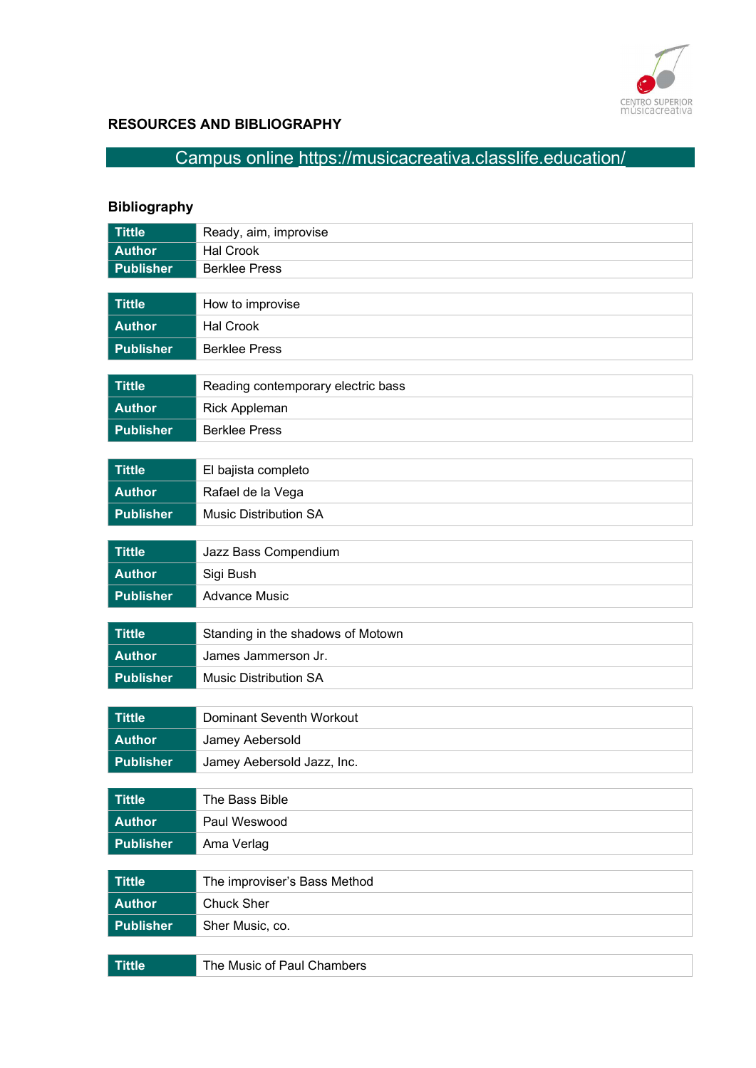## RESOURCES AND BIBLIOGRAPHY

Campus online https://musicacreativa.classlife.education/

### Bibliography

| Tittle | Ready, aim, improvise |
|---|---|
| Author | Hal Crook |
| Publisher | Berklee Press |

| Tittle | How to improvise |
|---|---|
| Author | Hal Crook |
| Publisher | Berklee Press |

| Tittle | Reading contemporary electric bass |
|---|---|
| Author | Rick Appleman |
| Publisher | Berklee Press |

| Tittle | El bajista completo |
|---|---|
| Author | Rafael de la Vega |
| Publisher | Music Distribution SA |

| Tittle | Jazz Bass Compendium |
|---|---|
| Author | Sigi Bush |
| Publisher | Advance Music |

| Tittle | Standing in the shadows of Motown |
|---|---|
| Author | James Jammerson Jr. |
| Publisher | Music Distribution SA |

| Tittle | Dominant Seventh Workout |
|---|---|
| Author | Jamey Aebersold |
| Publisher | Jamey Aebersold Jazz, Inc. |

| Tittle | The Bass Bible |
|---|---|
| Author | Paul Weswood |
| Publisher | Ama Verlag |

| Tittle | The improviser's Bass Method |
|---|---|
| Author | Chuck Sher |
| Publisher | Sher Music, co. |

| Tittle | The Music of Paul Chambers |
|---|---|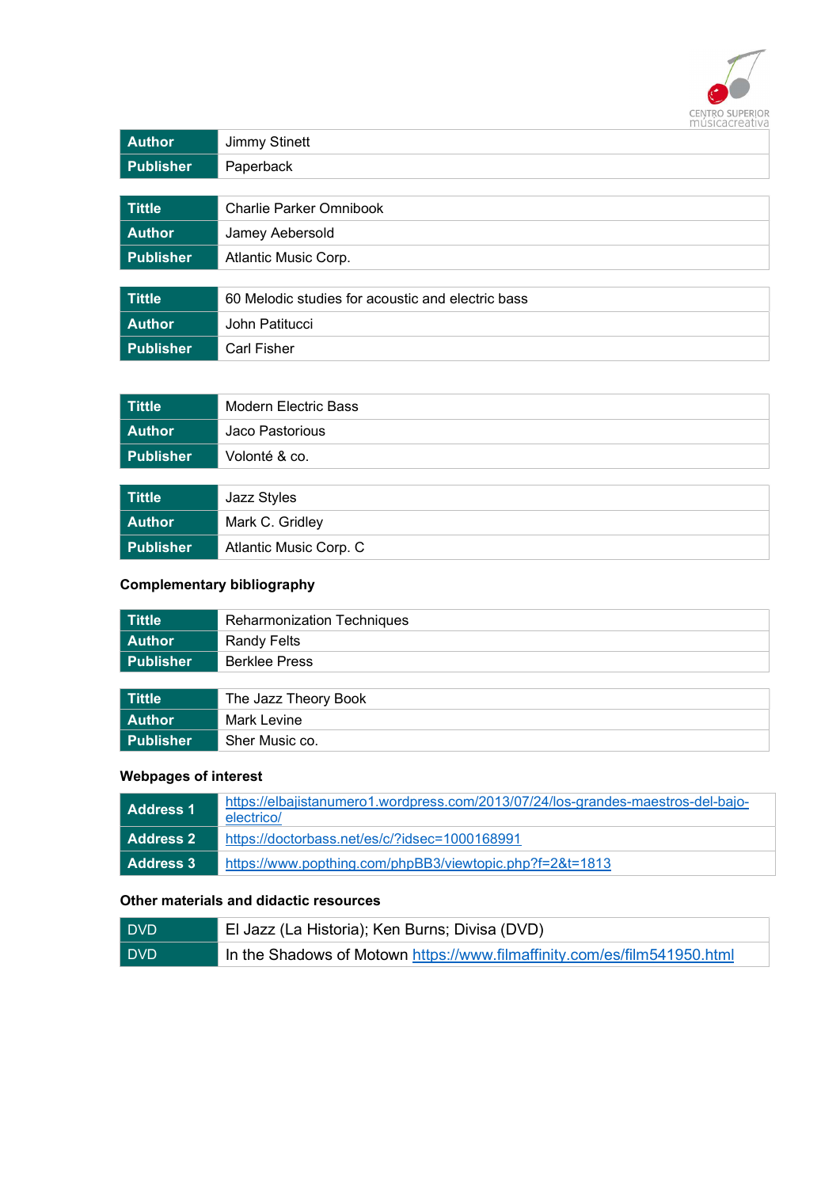| | |
|---|---|
| **Author** | Jimmy Stinett |
| **Publisher** | Paperback |

| | |
|---|---|
| **Tittle** | Charlie Parker Omnibook |
| **Author** | Jamey Aebersold |
| **Publisher** | Atlantic Music Corp. |

| | |
|---|---|
| **Tittle** | 60 Melodic studies for acoustic and electric bass |
| **Author** | John Patitucci |
| **Publisher** | Carl Fisher |

| | |
|---|---|
| **Tittle** | Modern Electric Bass |
| **Author** | Jaco Pastorious |
| **Publisher** | Volonté & co. |

| | |
|---|---|
| **Tittle** | Jazz Styles |
| **Author** | Mark C. Gridley |
| **Publisher** | Atlantic Music Corp. C |

**Complementary bibliography**

| | |
|---|---|
| **Tittle** | Reharmonization Techniques |
| **Author** | Randy Felts |
| **Publisher** | Berklee Press |

| | |
|---|---|
| **Tittle** | The Jazz Theory Book |
| **Author** | Mark Levine |
| **Publisher** | Sher Music co. |

**Webpages of interest**

| | |
|---|---|
| **Address 1** | https://elbajistanumero1.wordpress.com/2013/07/24/los-grandes-maestros-del-bajo-electrico/ |
| **Address 2** | https://doctorbass.net/es/c/?idsec=1000168991 |
| **Address 3** | https://www.popthing.com/phpBB3/viewtopic.php?f=2&t=1813 |

**Other materials and didactic resources**

| | |
|---|---|
| DVD | El Jazz (La Historia); Ken Burns; Divisa (DVD) |
| DVD | In the Shadows of Motown https://www.filmaffinity.com/es/film541950.html |